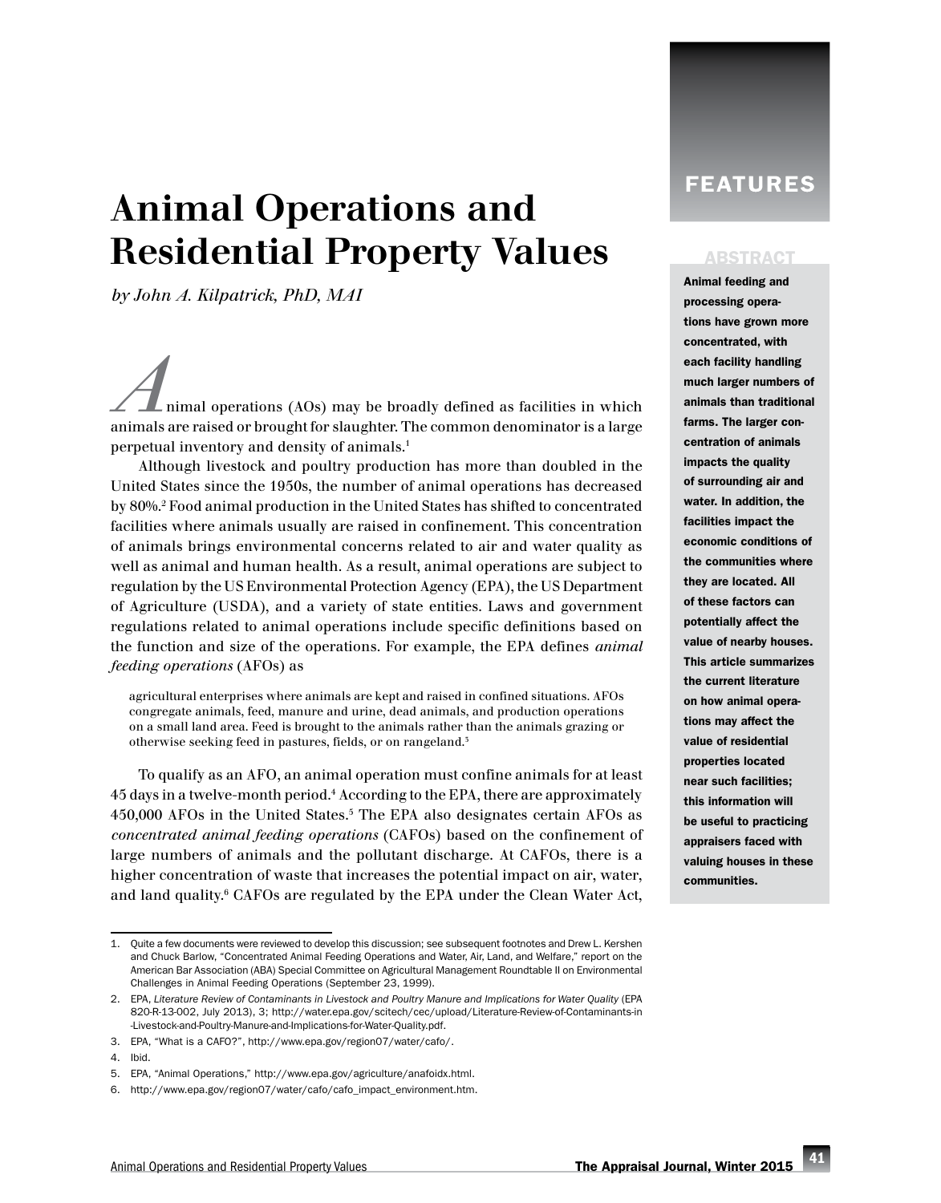FEATURES

# Animal Operations and Residential Property Values

*by John A. Kilpatrick, PhD, MAI*

## ABSTRACT

**Animal feeding and processing operations have grown more concentrated, with each facility handling much larger numbers of animals than traditional farms. The larger concentration of animals impacts the quality of surrounding air and water. In addition, the facilities impact the economic conditions of the communities where they are located. All of these factors can potentially affect the value of nearby houses. This article summarizes the current literature on how animal operations may affect the value of residential properties located near such facilities; this information will be useful to practicing appraisers faced with valuing houses in these communities.**

Animal operations (AOs) may be broadly defined as facilities in which animals are raised or brought for slaughter. The common denominator is a large perpetual inventory and density of animals.[1]

Although livestock and poultry production has more than doubled in the United States since the 1950s, the number of animal operations has decreased by 80%.[2] Food animal production in the United States has shifted to concentrated facilities where animals usually are raised in confinement. This concentration of animals brings environmental concerns related to air and water quality as well as animal and human health. As a result, animal operations are subject to regulation by the US Environmental Protection Agency (EPA), the US Department of Agriculture (USDA), and a variety of state entities. Laws and government regulations related to animal operations include specific definitions based on the function and size of the operations. For example, the EPA defines *animal feeding operations* (AFOs) as

> agricultural enterprises where animals are kept and raised in confined situations. AFOs congregate animals, feed, manure and urine, dead animals, and production operations on a small land area. Feed is brought to the animals rather than the animals grazing or otherwise seeking feed in pastures, fields, or on rangeland.[3]

To qualify as an AFO, an animal operation must confine animals for at least 45 days in a twelve-month period.[4] According to the EPA, there are approximately 450,000 AFOs in the United States.[5] The EPA also designates certain AFOs as *concentrated animal feeding operations* (CAFOs) based on the confinement of large numbers of animals and the pollutant discharge. At CAFOs, there is a higher concentration of waste that increases the potential impact on air, water, and land quality.[6] CAFOs are regulated by the EPA under the Clean Water Act,

---

1. Quite a few documents were reviewed to develop this discussion; see subsequent footnotes and Drew L. Kershen and Chuck Barlow, "Concentrated Animal Feeding Operations and Water, Air, Land, and Welfare," report on the American Bar Association (ABA) Special Committee on Agricultural Management Roundtable II on Environmental Challenges in Animal Feeding Operations (September 23, 1999).
2. EPA, *Literature Review of Contaminants in Livestock and Poultry Manure and Implications for Water Quality* (EPA 820-R-13-002, July 2013), 3; http://water.epa.gov/scitech/cec/upload/Literature-Review-of-Contaminants-in-Livestock-and-Poultry-Manure-and-Implications-for-Water-Quality.pdf.
3. EPA, "What is a CAFO?", http://www.epa.gov/region07/water/cafo/.
4. Ibid.
5. EPA, "Animal Operations," http://www.epa.gov/agriculture/anafoidx.html.
6. http://www.epa.gov/region07/water/cafo/cafo_impact_environment.htm.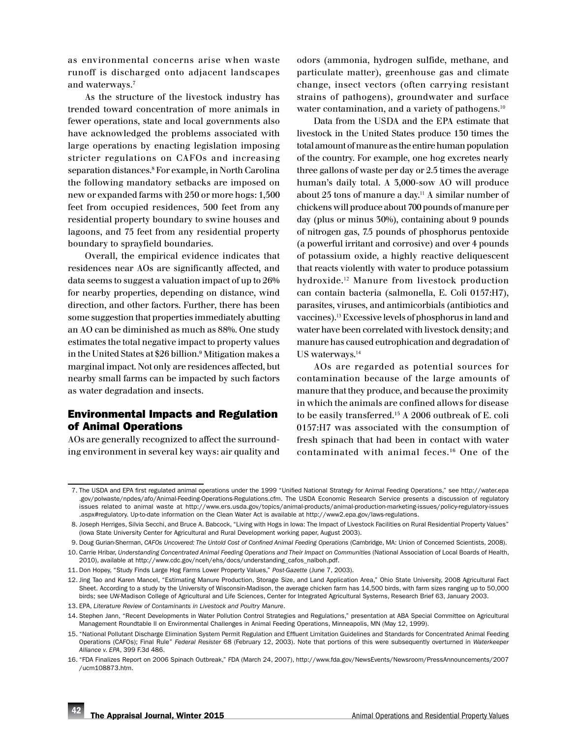as environmental concerns arise when waste runoff is discharged onto adjacent landscapes and waterways.[7]

As the structure of the livestock industry has trended toward concentration of more animals in fewer operations, state and local governments also have acknowledged the problems associated with large operations by enacting legislation imposing stricter regulations on CAFOs and increasing separation distances.[8] For example, in North Carolina the following mandatory setbacks are imposed on new or expanded farms with 250 or more hogs: 1,500 feet from occupied residences, 500 feet from any residential property boundary to swine houses and lagoons, and 75 feet from any residential property boundary to sprayfield boundaries.

Overall, the empirical evidence indicates that residences near AOs are significantly affected, and data seems to suggest a valuation impact of up to 26% for nearby properties, depending on distance, wind direction, and other factors. Further, there has been some suggestion that properties immediately abutting an AO can be diminished as much as 88%. One study estimates the total negative impact to property values in the United States at $26 billion.[9] Mitigation makes a marginal impact. Not only are residences affected, but nearby small farms can be impacted by such factors as water degradation and insects.

## Environmental Impacts and Regulation of Animal Operations

AOs are generally recognized to affect the surrounding environment in several key ways: air quality and odors (ammonia, hydrogen sulfide, methane, and particulate matter), greenhouse gas and climate change, insect vectors (often carrying resistant strains of pathogens), groundwater and surface water contamination, and a variety of pathogens.[10]

Data from the USDA and the EPA estimate that livestock in the United States produce 130 times the total amount of manure as the entire human population of the country. For example, one hog excretes nearly three gallons of waste per day or 2.5 times the average human's daily total. A 3,000-sow AO will produce about 25 tons of manure a day.[11] A similar number of chickens will produce about 700 pounds of manure per day (plus or minus 30%), containing about 9 pounds of nitrogen gas, 7.5 pounds of phosphorus pentoxide (a powerful irritant and corrosive) and over 4 pounds of potassium oxide, a highly reactive deliquescent that reacts violently with water to produce potassium hydroxide.[12] Manure from livestock production can contain bacteria (salmonella, E. Coli 0157:H7), parasites, viruses, and antimicorbials (antibiotics and vaccines).[13] Excessive levels of phosphorus in land and water have been correlated with livestock density; and manure has caused eutrophication and degradation of US waterways.[14]

AOs are regarded as potential sources for contamination because of the large amounts of manure that they produce, and because the proximity in which the animals are confined allows for disease to be easily transferred.[15] A 2006 outbreak of E. coli 0157:H7 was associated with the consumption of fresh spinach that had been in contact with water contaminated with animal feces.[16] One of the

---

7. The USDA and EPA first regulated animal operations under the 1999 "Unified National Strategy for Animal Feeding Operations," see http://water.epa.gov/polwaste/npdes/afo/Animal-Feeding-Operations-Regulations.cfm. The USDA Economic Research Service presents a discussion of regulatory issues related to animal waste at http://www.ers.usda.gov/topics/animal-products/animal-production-marketing-issues/policy-regulatory-issues.aspx#regulatory. Up-to-date information on the Clean Water Act is available at http://www2.epa.gov/laws-regulations.
8. Joseph Herriges, Silvia Secchi, and Bruce A. Babcock, "Living with Hogs in Iowa: The Impact of Livestock Facilities on Rural Residential Property Values" (Iowa State University Center for Agricultural and Rural Development working paper, August 2003).
9. Doug Gurian-Sherman, *CAFOs Uncovered: The Untold Cost of Confined Animal Feeding Operations* (Cambridge, MA: Union of Concerned Scientists, 2008).
10. Carrie Hribar, *Understanding Concentrated Animal Feeding Operations and Their Impact on Communities* (National Association of Local Boards of Health, 2010), available at http://www.cdc.gov/nceh/ehs/docs/understanding_cafos_nalboh.pdf.
11. Don Hopey, "Study Finds Large Hog Farms Lower Property Values," *Post-Gazette* (June 7, 2003).
12. Jing Tao and Karen Mancel, "Estimating Manure Production, Storage Size, and Land Application Area," Ohio State University, 2008 Agricultural Fact Sheet. According to a study by the University of Wisconsin-Madison, the average chicken farm has 14,500 birds, with farm sizes ranging up to 50,000 birds; see UW-Madison College of Agricultural and Life Sciences, Center for Integrated Agricultural Systems, Research Brief 63, January 2003.
13. EPA, *Literature Review of Contaminants in Livestock and Poultry Manure*.
14. Stephen Jann, "Recent Developments in Water Pollution Control Strategies and Regulations," presentation at ABA Special Committee on Agricultural Management Roundtable II on Environmental Challenges in Animal Feeding Operations, Minneapolis, MN (May 12, 1999).
15. "National Pollutant Discharge Elimination System Permit Regulation and Effluent Limitation Guidelines and Standards for Concentrated Animal Feeding Operations (CAFOs); Final Rule" *Federal Resister* 68 (February 12, 2003). Note that portions of this were subsequently overturned in *Waterkeeper Alliance v. EPA*, 399 F.3d 486.
16. "FDA Finalizes Report on 2006 Spinach Outbreak," FDA (March 24, 2007), http://www.fda.gov/NewsEvents/Newsroom/PressAnnouncements/2007/ucm108873.htm.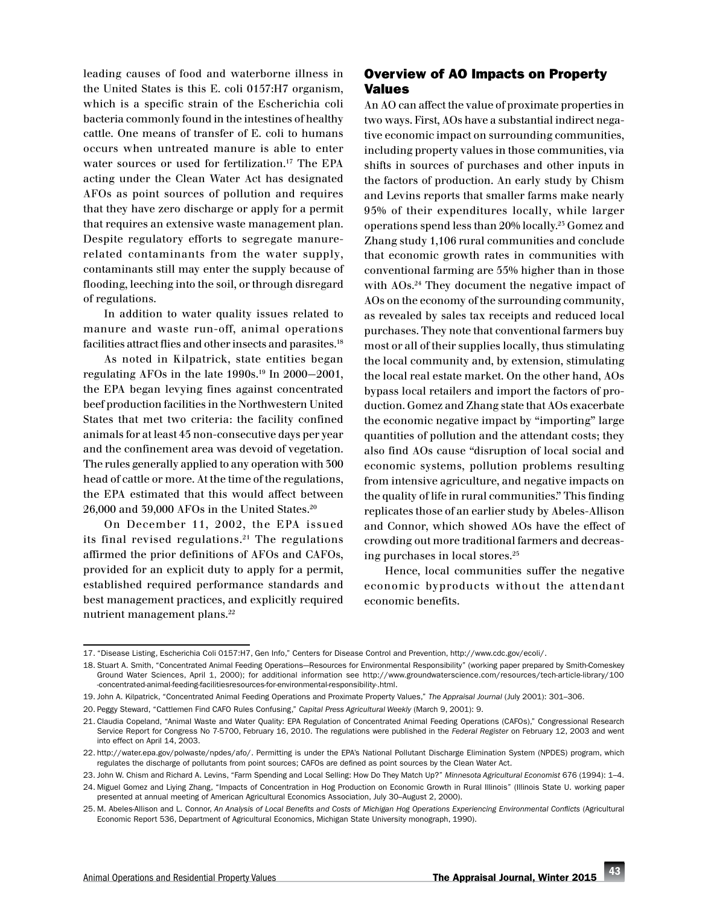leading causes of food and waterborne illness in the United States is this E. coli 0157:H7 organism, which is a specific strain of the Escherichia coli bacteria commonly found in the intestines of healthy cattle. One means of transfer of E. coli to humans occurs when untreated manure is able to enter water sources or used for fertilization.[17] The EPA acting under the Clean Water Act has designated AFOs as point sources of pollution and requires that they have zero discharge or apply for a permit that requires an extensive waste management plan. Despite regulatory efforts to segregate manure-related contaminants from the water supply, contaminants still may enter the supply because of flooding, leeching into the soil, or through disregard of regulations.

In addition to water quality issues related to manure and waste run-off, animal operations facilities attract flies and other insects and parasites.[18]

As noted in Kilpatrick, state entities began regulating AFOs in the late 1990s.[19] In 2000–2001, the EPA began levying fines against concentrated beef production facilities in the Northwestern United States that met two criteria: the facility confined animals for at least 45 non-consecutive days per year and the confinement area was devoid of vegetation. The rules generally applied to any operation with 300 head of cattle or more. At the time of the regulations, the EPA estimated that this would affect between 26,000 and 39,000 AFOs in the United States.[20]

On December 11, 2002, the EPA issued its final revised regulations.[21] The regulations affirmed the prior definitions of AFOs and CAFOs, provided for an explicit duty to apply for a permit, established required performance standards and best management practices, and explicitly required nutrient management plans.[22]

## Overview of AO Impacts on Property Values

An AO can affect the value of proximate properties in two ways. First, AOs have a substantial indirect negative economic impact on surrounding communities, including property values in those communities, via shifts in sources of purchases and other inputs in the factors of production. An early study by Chism and Levins reports that smaller farms make nearly 95% of their expenditures locally, while larger operations spend less than 20% locally.[23] Gomez and Zhang study 1,106 rural communities and conclude that economic growth rates in communities with conventional farming are 55% higher than in those with AOs.[24] They document the negative impact of AOs on the economy of the surrounding community, as revealed by sales tax receipts and reduced local purchases. They note that conventional farmers buy most or all of their supplies locally, thus stimulating the local community and, by extension, stimulating the local real estate market. On the other hand, AOs bypass local retailers and import the factors of production. Gomez and Zhang state that AOs exacerbate the economic negative impact by "importing" large quantities of pollution and the attendant costs; they also find AOs cause "disruption of local social and economic systems, pollution problems resulting from intensive agriculture, and negative impacts on the quality of life in rural communities." This finding replicates those of an earlier study by Abeles-Allison and Connor, which showed AOs have the effect of crowding out more traditional farmers and decreasing purchases in local stores.[25]

Hence, local communities suffer the negative economic byproducts without the attendant economic benefits.

---

17. "Disease Listing, Escherichia Coli 0157:H7, Gen Info," Centers for Disease Control and Prevention, http://www.cdc.gov/ecoli/.
18. Stuart A. Smith, "Concentrated Animal Feeding Operations—Resources for Environmental Responsibility" (working paper prepared by Smith-Comeskey Ground Water Sciences, April 1, 2000); for additional information see http://www.groundwaterscience.com/resources/tech-article-library/100-concentrated-animal-feeding-facilitiesresources-for-environmental-responsibility-.html.
19. John A. Kilpatrick, "Concentrated Animal Feeding Operations and Proximate Property Values," *The Appraisal Journal* (July 2001): 301–306.
20. Peggy Steward, "Cattlemen Find CAFO Rules Confusing," *Capital Press Agricultural Weekly* (March 9, 2001): 9.
21. Claudia Copeland, "Animal Waste and Water Quality: EPA Regulation of Concentrated Animal Feeding Operations (CAFOs)," Congressional Research Service Report for Congress No 7-5700, February 16, 2010. The regulations were published in the *Federal Register* on February 12, 2003 and went into effect on April 14, 2003.
22. http://water.epa.gov/polwaste/npdes/afo/. Permitting is under the EPA's National Pollutant Discharge Elimination System (NPDES) program, which regulates the discharge of pollutants from point sources; CAFOs are defined as point sources by the Clean Water Act.
23. John W. Chism and Richard A. Levins, "Farm Spending and Local Selling: How Do They Match Up?" *Minnesota Agricultural Economist* 676 (1994): 1–4.
24. Miguel Gomez and Liying Zhang, "Impacts of Concentration in Hog Production on Economic Growth in Rural Illinois" (Illinois State U. working paper presented at annual meeting of American Agricultural Economics Association, July 30–August 2, 2000).
25. M. Abeles-Allison and L. Connor, *An Analysis of Local Benefits and Costs of Michigan Hog Operations Experiencing Environmental Conflicts* (Agricultural Economic Report 536, Department of Agricultural Economics, Michigan State University monograph, 1990).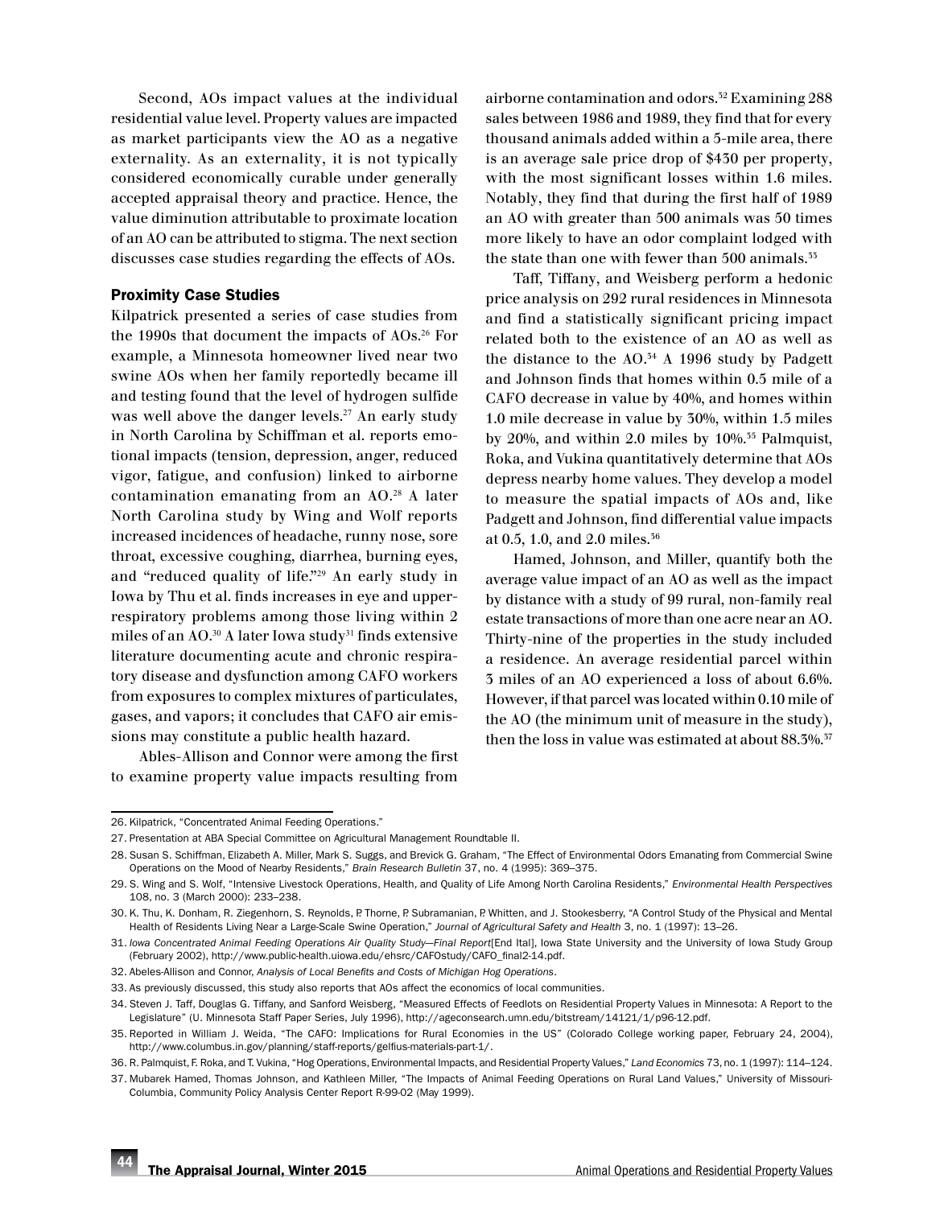Second, AOs impact values at the individual residential value level. Property values are impacted as market participants view the AO as a negative externality. As an externality, it is not typically considered economically curable under generally accepted appraisal theory and practice. Hence, the value diminution attributable to proximate location of an AO can be attributed to stigma. The next section discusses case studies regarding the effects of AOs.

### Proximity Case Studies

Kilpatrick presented a series of case studies from the 1990s that document the impacts of AOs.[26] For example, a Minnesota homeowner lived near two swine AOs when her family reportedly became ill and testing found that the level of hydrogen sulfide was well above the danger levels.[27] An early study in North Carolina by Schiffman et al. reports emotional impacts (tension, depression, anger, reduced vigor, fatigue, and confusion) linked to airborne contamination emanating from an AO.[28] A later North Carolina study by Wing and Wolf reports increased incidences of headache, runny nose, sore throat, excessive coughing, diarrhea, burning eyes, and "reduced quality of life."[29] An early study in Iowa by Thu et al. finds increases in eye and upper-respiratory problems among those living within 2 miles of an AO.[30] A later Iowa study[31] finds extensive literature documenting acute and chronic respiratory disease and dysfunction among CAFO workers from exposures to complex mixtures of particulates, gases, and vapors; it concludes that CAFO air emissions may constitute a public health hazard.

Ables-Allison and Connor were among the first to examine property value impacts resulting from airborne contamination and odors.[32] Examining 288 sales between 1986 and 1989, they find that for every thousand animals added within a 5-mile area, there is an average sale price drop of $430 per property, with the most significant losses within 1.6 miles. Notably, they find that during the first half of 1989 an AO with greater than 500 animals was 50 times more likely to have an odor complaint lodged with the state than one with fewer than 500 animals.[33]

Taff, Tiffany, and Weisberg perform a hedonic price analysis on 292 rural residences in Minnesota and find a statistically significant pricing impact related both to the existence of an AO as well as the distance to the AO.[34] A 1996 study by Padgett and Johnson finds that homes within 0.5 mile of a CAFO decrease in value by 40%, and homes within 1.0 mile decrease in value by 30%, within 1.5 miles by 20%, and within 2.0 miles by 10%.[35] Palmquist, Roka, and Vukina quantitatively determine that AOs depress nearby home values. They develop a model to measure the spatial impacts of AOs and, like Padgett and Johnson, find differential value impacts at 0.5, 1.0, and 2.0 miles.[36]

Hamed, Johnson, and Miller, quantify both the average value impact of an AO as well as the impact by distance with a study of 99 rural, non-family real estate transactions of more than one acre near an AO. Thirty-nine of the properties in the study included a residence. An average residential parcel within 3 miles of an AO experienced a loss of about 6.6%. However, if that parcel was located within 0.10 mile of the AO (the minimum unit of measure in the study), then the loss in value was estimated at about 88.3%.[37]

---

26. Kilpatrick, "Concentrated Animal Feeding Operations."
27. Presentation at ABA Special Committee on Agricultural Management Roundtable II.
28. Susan S. Schiffman, Elizabeth A. Miller, Mark S. Suggs, and Brevick G. Graham, "The Effect of Environmental Odors Emanating from Commercial Swine Operations on the Mood of Nearby Residents," *Brain Research Bulletin* 37, no. 4 (1995): 369–375.
29. S. Wing and S. Wolf, "Intensive Livestock Operations, Health, and Quality of Life Among North Carolina Residents," *Environmental Health Perspectives* 108, no. 3 (March 2000): 233–238.
30. K. Thu, K. Donham, R. Ziegenhorn, S. Reynolds, P. Thorne, P. Subramanian, P. Whitten, and J. Stookesberry, "A Control Study of the Physical and Mental Health of Residents Living Near a Large-Scale Swine Operation," *Journal of Agricultural Safety and Health* 3, no. 1 (1997): 13–26.
31. *Iowa Concentrated Animal Feeding Operations Air Quality Study—Final Report*[End Ital], Iowa State University and the University of Iowa Study Group (February 2002), http://www.public-health.uiowa.edu/ehsrc/CAFOstudy/CAFO_final2-14.pdf.
32. Abeles-Allison and Connor, *Analysis of Local Benefits and Costs of Michigan Hog Operations*.
33. As previously discussed, this study also reports that AOs affect the economics of local communities.
34. Steven J. Taff, Douglas G. Tiffany, and Sanford Weisberg, "Measured Effects of Feedlots on Residential Property Values in Minnesota: A Report to the Legislature" (U. Minnesota Staff Paper Series, July 1996), http://ageconsearch.umn.edu/bitstream/14121/1/p96-12.pdf.
35. Reported in William J. Weida, "The CAFO: Implications for Rural Economies in the US" (Colorado College working paper, February 24, 2004), http://www.columbus.in.gov/planning/staff-reports/gelfius-materials-part-1/.
36. R. Palmquist, F. Roka, and T. Vukina, "Hog Operations, Environmental Impacts, and Residential Property Values," *Land Economics* 73, no. 1 (1997): 114–124.
37. Mubarek Hamed, Thomas Johnson, and Kathleen Miller, "The Impacts of Animal Feeding Operations on Rural Land Values," University of Missouri-Columbia, Community Policy Analysis Center Report R-99-02 (May 1999).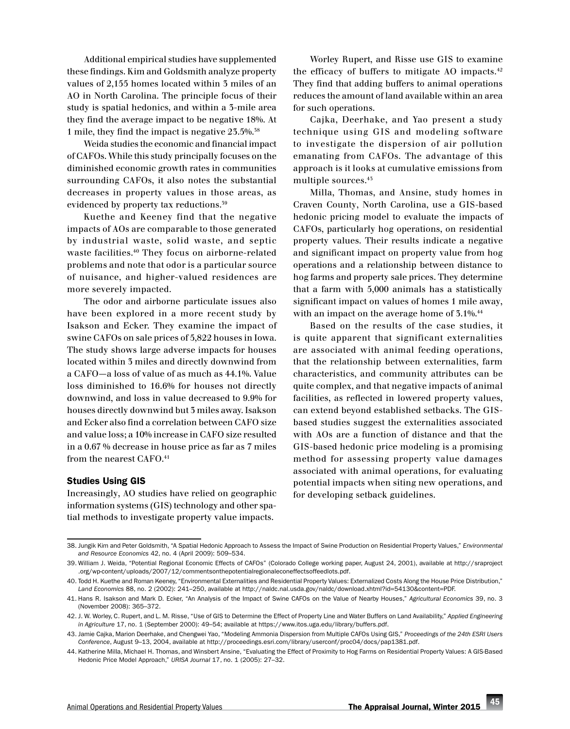Additional empirical studies have supplemented these findings. Kim and Goldsmith analyze property values of 2,155 homes located within 3 miles of an AO in North Carolina. The principle focus of their study is spatial hedonics, and within a 3-mile area they find the average impact to be negative 18%. At 1 mile, they find the impact is negative 23.5%.[38]

Weida studies the economic and financial impact of CAFOs. While this study principally focuses on the diminished economic growth rates in communities surrounding CAFOs, it also notes the substantial decreases in property values in those areas, as evidenced by property tax reductions.[39]

Kuethe and Keeney find that the negative impacts of AOs are comparable to those generated by industrial waste, solid waste, and septic waste facilities.[40] They focus on airborne-related problems and note that odor is a particular source of nuisance, and higher-valued residences are more severely impacted.

The odor and airborne particulate issues also have been explored in a more recent study by Isakson and Ecker. They examine the impact of swine CAFOs on sale prices of 5,822 houses in Iowa. The study shows large adverse impacts for houses located within 3 miles and directly downwind from a CAFO—a loss of value of as much as 44.1%. Value loss diminished to 16.6% for houses not directly downwind, and loss in value decreased to 9.9% for houses directly downwind but 3 miles away. Isakson and Ecker also find a correlation between CAFO size and value loss; a 10% increase in CAFO size resulted in a 0.67 % decrease in house price as far as 7 miles from the nearest CAFO.[41]

### Studies Using GIS

Increasingly, AO studies have relied on geographic information systems (GIS) technology and other spatial methods to investigate property value impacts.

Worley Rupert, and Risse use GIS to examine the efficacy of buffers to mitigate AO impacts.[42] They find that adding buffers to animal operations reduces the amount of land available within an area for such operations.

Cajka, Deerhake, and Yao present a study technique using GIS and modeling software to investigate the dispersion of air pollution emanating from CAFOs. The advantage of this approach is it looks at cumulative emissions from multiple sources.[43]

Milla, Thomas, and Ansine, study homes in Craven County, North Carolina, use a GIS-based hedonic pricing model to evaluate the impacts of CAFOs, particularly hog operations, on residential property values. Their results indicate a negative and significant impact on property value from hog operations and a relationship between distance to hog farms and property sale prices. They determine that a farm with 5,000 animals has a statistically significant impact on values of homes 1 mile away, with an impact on the average home of 3.1%.[44]

Based on the results of the case studies, it is quite apparent that significant externalities are associated with animal feeding operations, that the relationship between externalities, farm characteristics, and community attributes can be quite complex, and that negative impacts of animal facilities, as reflected in lowered property values, can extend beyond established setbacks. The GIS-based studies suggest the externalities associated with AOs are a function of distance and that the GIS-based hedonic price modeling is a promising method for assessing property value damages associated with animal operations, for evaluating potential impacts when siting new operations, and for developing setback guidelines.

---

38. Jungik Kim and Peter Goldsmith, "A Spatial Hedonic Approach to Assess the Impact of Swine Production on Residential Property Values," *Environmental and Resource Economics* 42, no. 4 (April 2009): 509–534.
39. William J. Weida, "Potential Regional Economic Effects of CAFOs" (Colorado College working paper, August 24, 2001), available at http://sraproject.org/wp-content/uploads/2007/12/commentsonthepotentialregionaleconeffectsoffeedlots.pdf.
40. Todd H. Kuethe and Roman Keeney, "Environmental Externalities and Residential Property Values: Externalized Costs Along the House Price Distribution," *Land Economics* 88, no. 2 (2002): 241–250, available at http://naldc.nal.usda.gov/naldc/download.xhtml?id=54130&content=PDF.
41. Hans R. Isakson and Mark D. Ecker, "An Analysis of the Impact of Swine CAFOs on the Value of Nearby Houses," *Agricultural Economics* 39, no. 3 (November 2008): 365–372.
42. J. W. Worley, C. Rupert, and L. M. Risse, "Use of GIS to Determine the Effect of Property Line and Water Buffers on Land Availability," *Applied Engineering in Agriculture* 17, no. 1 (September 2000): 49–54; available at https://www.itos.uga.edu/library/buffers.pdf.
43. Jamie Cajka, Marion Deerhake, and Chengwei Yao, "Modeling Ammonia Dispersion from Multiple CAFOs Using GIS," *Proceedings of the 24th ESRI Users Conference*, August 9–13, 2004, available at http://proceedings.esri.com/library/userconf/proc04/docs/pap1381.pdf.
44. Katherine Milla, Michael H. Thomas, and Winsbert Ansine, "Evaluating the Effect of Proximity to Hog Farms on Residential Property Values: A GIS-Based Hedonic Price Model Approach," *URISA Journal* 17, no. 1 (2005): 27–32.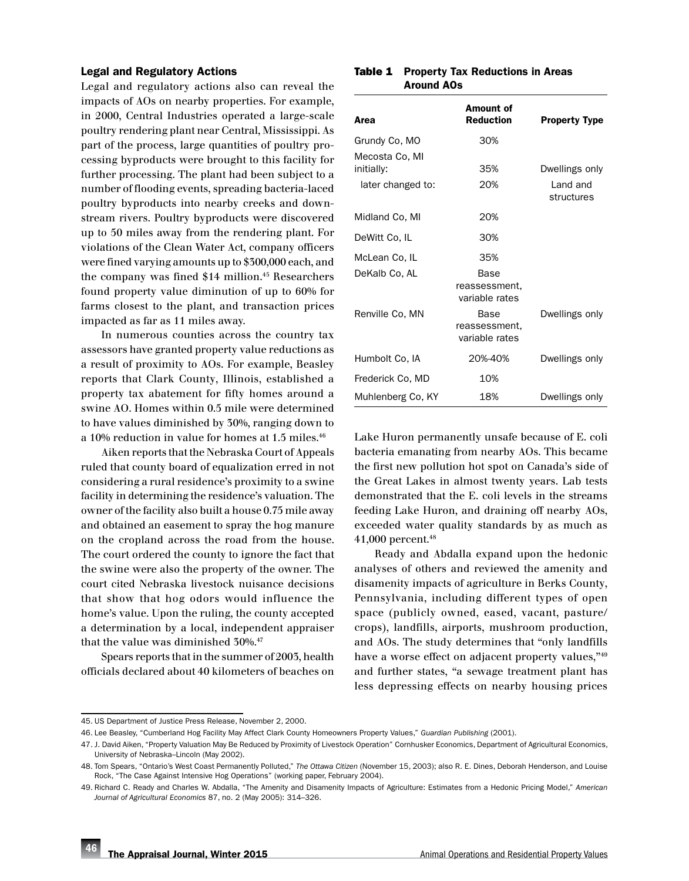### Legal and Regulatory Actions

Legal and regulatory actions also can reveal the impacts of AOs on nearby properties. For example, in 2000, Central Industries operated a large-scale poultry rendering plant near Central, Mississippi. As part of the process, large quantities of poultry processing byproducts were brought to this facility for further processing. The plant had been subject to a number of flooding events, spreading bacteria-laced poultry byproducts into nearby creeks and downstream rivers. Poultry byproducts were discovered up to 50 miles away from the rendering plant. For violations of the Clean Water Act, company officers were fined varying amounts up to $300,000 each, and the company was fined $14 million.[45] Researchers found property value diminution of up to 60% for farms closest to the plant, and transaction prices impacted as far as 11 miles away.

In numerous counties across the country tax assessors have granted property value reductions as a result of proximity to AOs. For example, Beasley reports that Clark County, Illinois, established a property tax abatement for fifty homes around a swine AO. Homes within 0.5 mile were determined to have values diminished by 30%, ranging down to a 10% reduction in value for homes at 1.5 miles.[46]

Aiken reports that the Nebraska Court of Appeals ruled that county board of equalization erred in not considering a rural residence's proximity to a swine facility in determining the residence's valuation. The owner of the facility also built a house 0.75 mile away and obtained an easement to spray the hog manure on the cropland across the road from the house. The court ordered the county to ignore the fact that the swine were also the property of the owner. The court cited Nebraska livestock nuisance decisions that show that hog odors would influence the home's value. Upon the ruling, the county accepted a determination by a local, independent appraiser that the value was diminished 30%.[47]

Spears reports that in the summer of 2003, health officials declared about 40 kilometers of beaches on Lake Huron permanently unsafe because of E. coli bacteria emanating from nearby AOs. This became the first new pollution hot spot on Canada's side of the Great Lakes in almost twenty years. Lab tests demonstrated that the E. coli levels in the streams feeding Lake Huron, and draining off nearby AOs, exceeded water quality standards by as much as 41,000 percent.[48]

**Table 1 Property Tax Reductions in Areas Around AOs**

| Area | Amount of Reduction | Property Type |
|---|---|---|
| Grundy Co, MO | 30% | |
| Mecosta Co, MI initially: | 35% | Dwellings only |
| later changed to: | 20% | Land and structures |
| Midland Co, MI | 20% | |
| DeWitt Co, IL | 30% | |
| McLean Co, IL | 35% | |
| DeKalb Co, AL | Base reassessment, variable rates | |
| Renville Co, MN | Base reassessment, variable rates | Dwellings only |
| Humbolt Co, IA | 20%-40% | Dwellings only |
| Frederick Co, MD | 10% | |
| Muhlenberg Co, KY | 18% | Dwellings only |

Ready and Abdalla expand upon the hedonic analyses of others and reviewed the amenity and disamenity impacts of agriculture in Berks County, Pennsylvania, including different types of open space (publicly owned, eased, vacant, pasture/crops), landfills, airports, mushroom production, and AOs. The study determines that "only landfills have a worse effect on adjacent property values,"[49] and further states, "a sewage treatment plant has less depressing effects on nearby housing prices

---

45. US Department of Justice Press Release, November 2, 2000.
46. Lee Beasley, "Cumberland Hog Facility May Affect Clark County Homeowners Property Values," *Guardian Publishing* (2001).
47. J. David Aiken, "Property Valuation May Be Reduced by Proximity of Livestock Operation" Cornhusker Economics, Department of Agricultural Economics, University of Nebraska–Lincoln (May 2002).
48. Tom Spears, "Ontario's West Coast Permanently Polluted," *The Ottawa Citizen* (November 15, 2003); also R. E. Dines, Deborah Henderson, and Louise Rock, "The Case Against Intensive Hog Operations" (working paper, February 2004).
49. Richard C. Ready and Charles W. Abdalla, "The Amenity and Disamenity Impacts of Agriculture: Estimates from a Hedonic Pricing Model," *American Journal of Agricultural Economics* 87, no. 2 (May 2005): 314–326.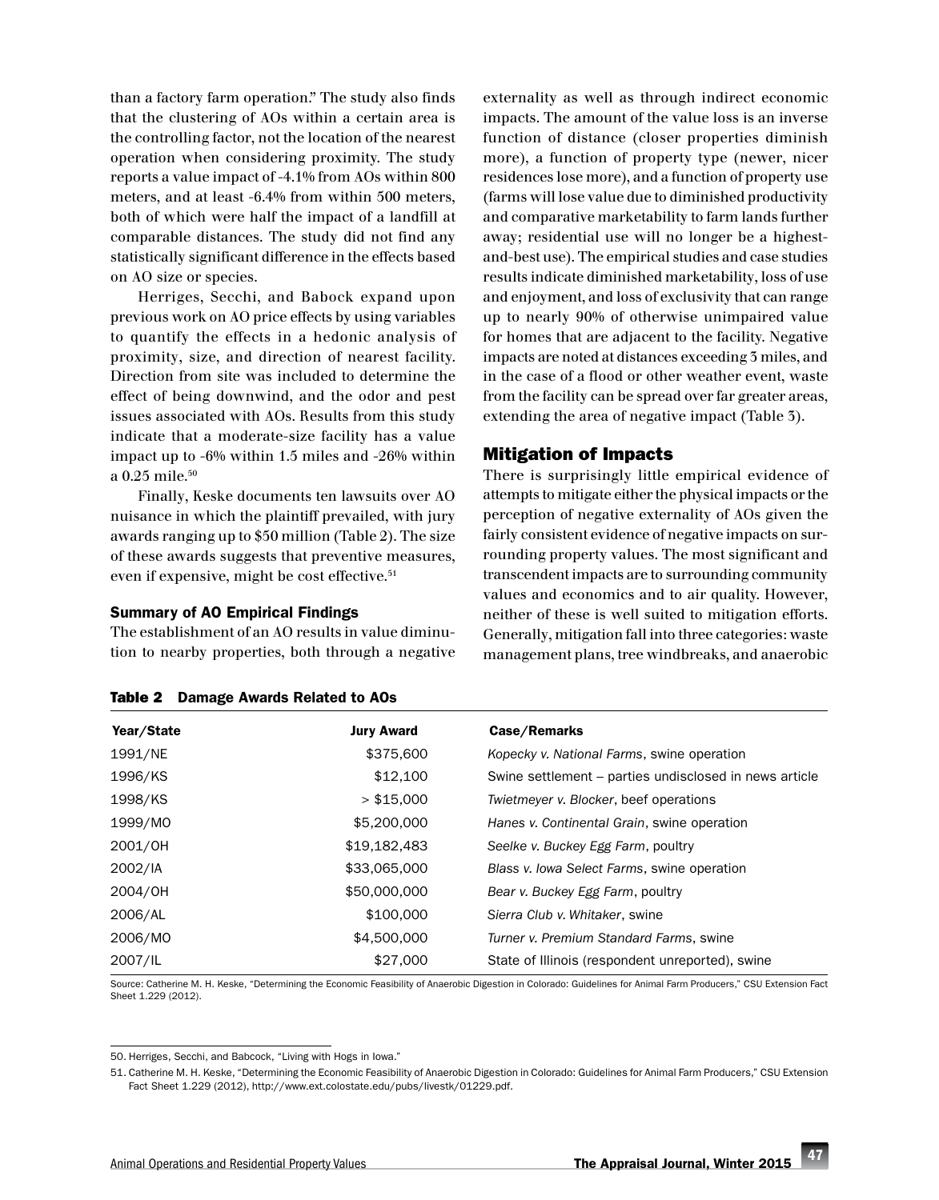than a factory farm operation." The study also finds that the clustering of AOs within a certain area is the controlling factor, not the location of the nearest operation when considering proximity. The study reports a value impact of -4.1% from AOs within 800 meters, and at least -6.4% from within 500 meters, both of which were half the impact of a landfill at comparable distances. The study did not find any statistically significant difference in the effects based on AO size or species.

Herriges, Secchi, and Babock expand upon previous work on AO price effects by using variables to quantify the effects in a hedonic analysis of proximity, size, and direction of nearest facility. Direction from site was included to determine the effect of being downwind, and the odor and pest issues associated with AOs. Results from this study indicate that a moderate-size facility has a value impact up to -6% within 1.5 miles and -26% within a 0.25 mile.[50]

Finally, Keske documents ten lawsuits over AO nuisance in which the plaintiff prevailed, with jury awards ranging up to $50 million (Table 2). The size of these awards suggests that preventive measures, even if expensive, might be cost effective.[51]

### Summary of AO Empirical Findings

The establishment of an AO results in value diminution to nearby properties, both through a negative externality as well as through indirect economic impacts. The amount of the value loss is an inverse function of distance (closer properties diminish more), a function of property type (newer, nicer residences lose more), and a function of property use (farms will lose value due to diminished productivity and comparative marketability to farm lands further away; residential use will no longer be a highest-and-best use). The empirical studies and case studies results indicate diminished marketability, loss of use and enjoyment, and loss of exclusivity that can range up to nearly 90% of otherwise unimpaired value for homes that are adjacent to the facility. Negative impacts are noted at distances exceeding 3 miles, and in the case of a flood or other weather event, waste from the facility can be spread over far greater areas, extending the area of negative impact (Table 3).

## Mitigation of Impacts

There is surprisingly little empirical evidence of attempts to mitigate either the physical impacts or the perception of negative externality of AOs given the fairly consistent evidence of negative impacts on surrounding property values. The most significant and transcendent impacts are to surrounding community values and economics and to air quality. However, neither of these is well suited to mitigation efforts. Generally, mitigation fall into three categories: waste management plans, tree windbreaks, and anaerobic

**Table 2 Damage Awards Related to AOs**

| Year/State | Jury Award | Case/Remarks |
|---|---:|---|
| 1991/NE | $375,600 | *Kopecky v. National Farms*, swine operation |
| 1996/KS | $12,100 | Swine settlement – parties undisclosed in news article |
| 1998/KS | > $15,000 | *Twietmeyer v. Blocker*, beef operations |
| 1999/MO | $5,200,000 | *Hanes v. Continental Grain*, swine operation |
| 2001/OH | $19,182,483 | *Seelke v. Buckey Egg Farm*, poultry |
| 2002/IA | $33,065,000 | *Blass v. Iowa Select Farms*, swine operation |
| 2004/OH | $50,000,000 | *Bear v. Buckey Egg Farm*, poultry |
| 2006/AL | $100,000 | *Sierra Club v. Whitaker*, swine |
| 2006/MO | $4,500,000 | *Turner v. Premium Standard Farms*, swine |
| 2007/IL | $27,000 | State of Illinois (respondent unreported), swine |

Source: Catherine M. H. Keske, "Determining the Economic Feasibility of Anaerobic Digestion in Colorado: Guidelines for Animal Farm Producers," CSU Extension Fact Sheet 1.229 (2012).

50. Herriges, Secchi, and Babcock, "Living with Hogs in Iowa."

51. Catherine M. H. Keske, "Determining the Economic Feasibility of Anaerobic Digestion in Colorado: Guidelines for Animal Farm Producers," CSU Extension Fact Sheet 1.229 (2012), http://www.ext.colostate.edu/pubs/livestk/01229.pdf.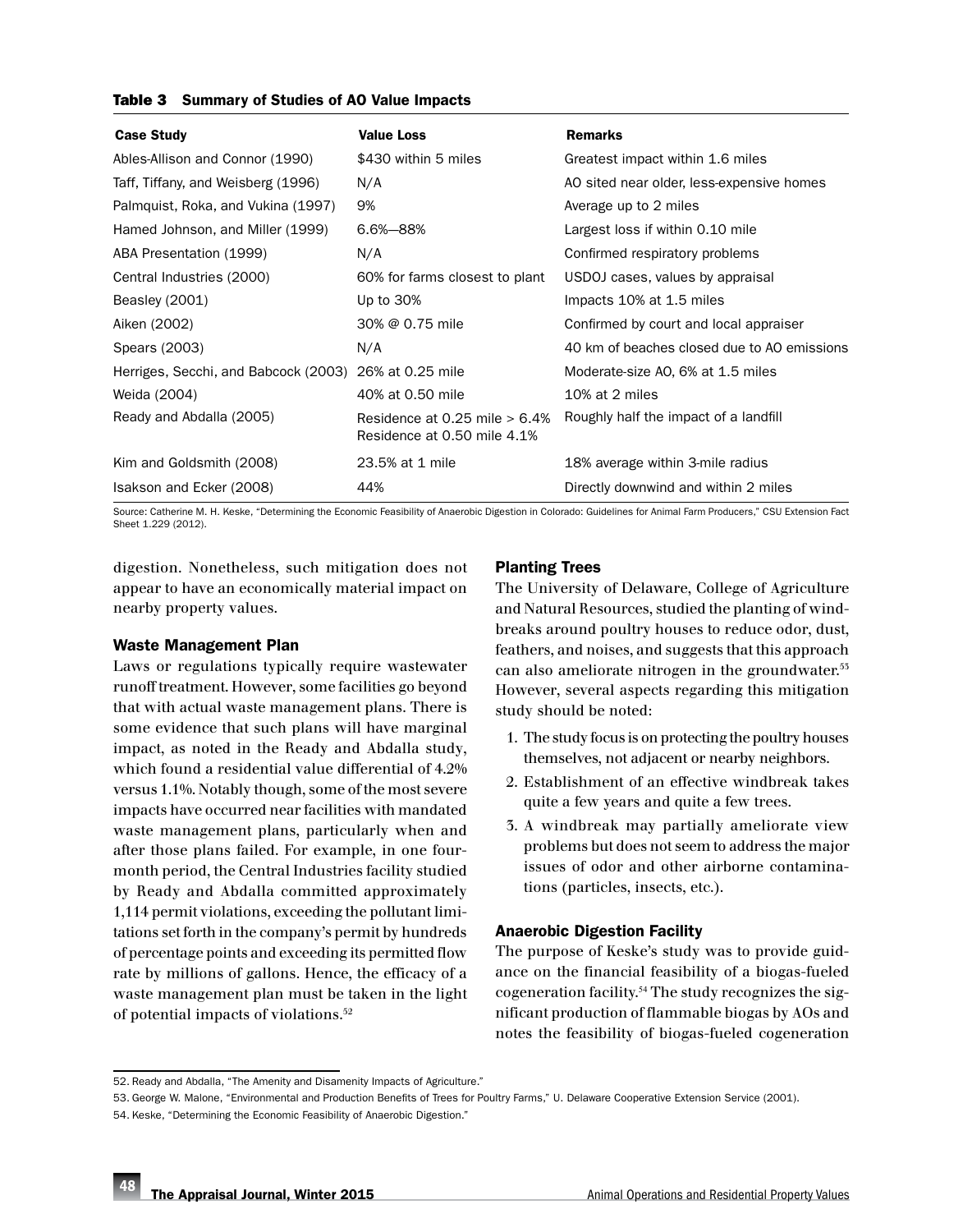**Table 3 Summary of Studies of AO Value Impacts**

| Case Study | Value Loss | Remarks |
| --- | --- | --- |
| Ables-Allison and Connor (1990) | $430 within 5 miles | Greatest impact within 1.6 miles |
| Taff, Tiffany, and Weisberg (1996) | N/A | AO sited near older, less-expensive homes |
| Palmquist, Roka, and Vukina (1997) | 9% | Average up to 2 miles |
| Hamed Johnson, and Miller (1999) | 6.6%—88% | Largest loss if within 0.10 mile |
| ABA Presentation (1999) | N/A | Confirmed respiratory problems |
| Central Industries (2000) | 60% for farms closest to plant | USDOJ cases, values by appraisal |
| Beasley (2001) | Up to 30% | Impacts 10% at 1.5 miles |
| Aiken (2002) | 30% @ 0.75 mile | Confirmed by court and local appraiser |
| Spears (2003) | N/A | 40 km of beaches closed due to AO emissions |
| Herriges, Secchi, and Babcock (2003) | 26% at 0.25 mile | Moderate-size AO, 6% at 1.5 miles |
| Weida (2004) | 40% at 0.50 mile | 10% at 2 miles |
| Ready and Abdalla (2005) | Residence at 0.25 mile > 6.4%<br>Residence at 0.50 mile 4.1% | Roughly half the impact of a landfill |
| Kim and Goldsmith (2008) | 23.5% at 1 mile | 18% average within 3-mile radius |
| Isakson and Ecker (2008) | 44% | Directly downwind and within 2 miles |

Source: Catherine M. H. Keske, "Determining the Economic Feasibility of Anaerobic Digestion in Colorado: Guidelines for Animal Farm Producers," CSU Extension Fact Sheet 1.229 (2012).

digestion. Nonetheless, such mitigation does not appear to have an economically material impact on nearby property values.

### Waste Management Plan

Laws or regulations typically require wastewater runoff treatment. However, some facilities go beyond that with actual waste management plans. There is some evidence that such plans will have marginal impact, as noted in the Ready and Abdalla study, which found a residential value differential of 4.2% versus 1.1%. Notably though, some of the most severe impacts have occurred near facilities with mandated waste management plans, particularly when and after those plans failed. For example, in one four-month period, the Central Industries facility studied by Ready and Abdalla committed approximately 1,114 permit violations, exceeding the pollutant limitations set forth in the company's permit by hundreds of percentage points and exceeding its permitted flow rate by millions of gallons. Hence, the efficacy of a waste management plan must be taken in the light of potential impacts of violations.[52]

### Planting Trees

The University of Delaware, College of Agriculture and Natural Resources, studied the planting of windbreaks around poultry houses to reduce odor, dust, feathers, and noises, and suggests that this approach can also ameliorate nitrogen in the groundwater.[53] However, several aspects regarding this mitigation study should be noted:

1. The study focus is on protecting the poultry houses themselves, not adjacent or nearby neighbors.
2. Establishment of an effective windbreak takes quite a few years and quite a few trees.
3. A windbreak may partially ameliorate view problems but does not seem to address the major issues of odor and other airborne contaminations (particles, insects, etc.).

### Anaerobic Digestion Facility

The purpose of Keske's study was to provide guidance on the financial feasibility of a biogas-fueled cogeneration facility.[54] The study recognizes the significant production of flammable biogas by AOs and notes the feasibility of biogas-fueled cogeneration

52. Ready and Abdalla, "The Amenity and Disamenity Impacts of Agriculture."

53. George W. Malone, "Environmental and Production Benefits of Trees for Poultry Farms," U. Delaware Cooperative Extension Service (2001).

54. Keske, "Determining the Economic Feasibility of Anaerobic Digestion."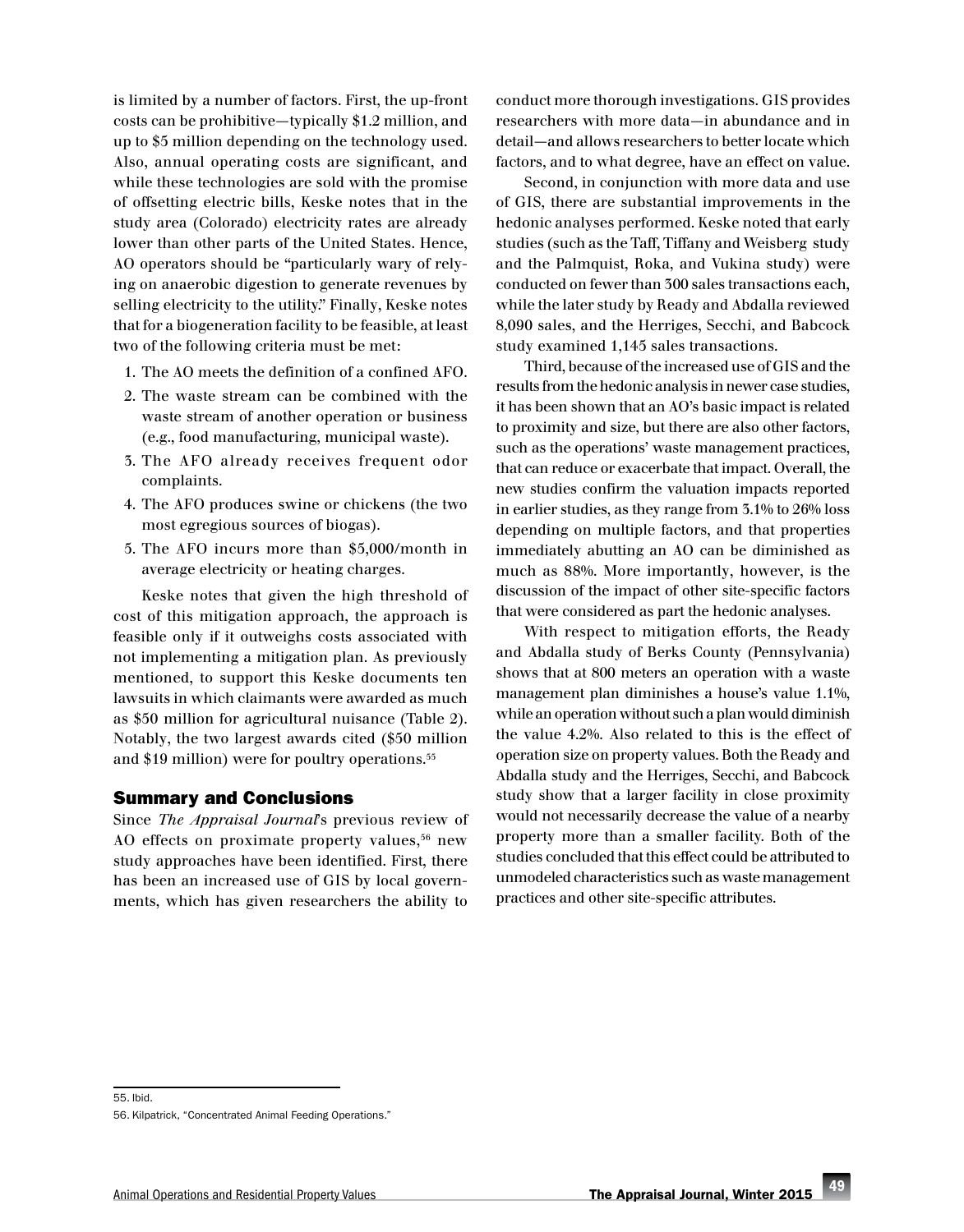is limited by a number of factors. First, the up-front costs can be prohibitive—typically $1.2 million, and up to $5 million depending on the technology used. Also, annual operating costs are significant, and while these technologies are sold with the promise of offsetting electric bills, Keske notes that in the study area (Colorado) electricity rates are already lower than other parts of the United States. Hence, AO operators should be "particularly wary of relying on anaerobic digestion to generate revenues by selling electricity to the utility." Finally, Keske notes that for a biogeneration facility to be feasible, at least two of the following criteria must be met:

1. The AO meets the definition of a confined AFO.
2. The waste stream can be combined with the waste stream of another operation or business (e.g., food manufacturing, municipal waste).
3. The AFO already receives frequent odor complaints.
4. The AFO produces swine or chickens (the two most egregious sources of biogas).
5. The AFO incurs more than $5,000/month in average electricity or heating charges.

Keske notes that given the high threshold of cost of this mitigation approach, the approach is feasible only if it outweighs costs associated with not implementing a mitigation plan. As previously mentioned, to support this Keske documents ten lawsuits in which claimants were awarded as much as $50 million for agricultural nuisance (Table 2). Notably, the two largest awards cited ($50 million and $19 million) were for poultry operations.[55]

## Summary and Conclusions

Since *The Appraisal Journal*'s previous review of AO effects on proximate property values,[56] new study approaches have been identified. First, there has been an increased use of GIS by local governments, which has given researchers the ability to conduct more thorough investigations. GIS provides researchers with more data—in abundance and in detail—and allows researchers to better locate which factors, and to what degree, have an effect on value.

Second, in conjunction with more data and use of GIS, there are substantial improvements in the hedonic analyses performed. Keske noted that early studies (such as the Taff, Tiffany and Weisberg study and the Palmquist, Roka, and Vukina study) were conducted on fewer than 300 sales transactions each, while the later study by Ready and Abdalla reviewed 8,090 sales, and the Herriges, Secchi, and Babcock study examined 1,145 sales transactions.

Third, because of the increased use of GIS and the results from the hedonic analysis in newer case studies, it has been shown that an AO's basic impact is related to proximity and size, but there are also other factors, such as the operations' waste management practices, that can reduce or exacerbate that impact. Overall, the new studies confirm the valuation impacts reported in earlier studies, as they range from 3.1% to 26% loss depending on multiple factors, and that properties immediately abutting an AO can be diminished as much as 88%. More importantly, however, is the discussion of the impact of other site-specific factors that were considered as part the hedonic analyses.

With respect to mitigation efforts, the Ready and Abdalla study of Berks County (Pennsylvania) shows that at 800 meters an operation with a waste management plan diminishes a house's value 1.1%, while an operation without such a plan would diminish the value 4.2%. Also related to this is the effect of operation size on property values. Both the Ready and Abdalla study and the Herriges, Secchi, and Babcock study show that a larger facility in close proximity would not necessarily decrease the value of a nearby property more than a smaller facility. Both of the studies concluded that this effect could be attributed to unmodeled characteristics such as waste management practices and other site-specific attributes.

---

55. Ibid.

56. Kilpatrick, "Concentrated Animal Feeding Operations."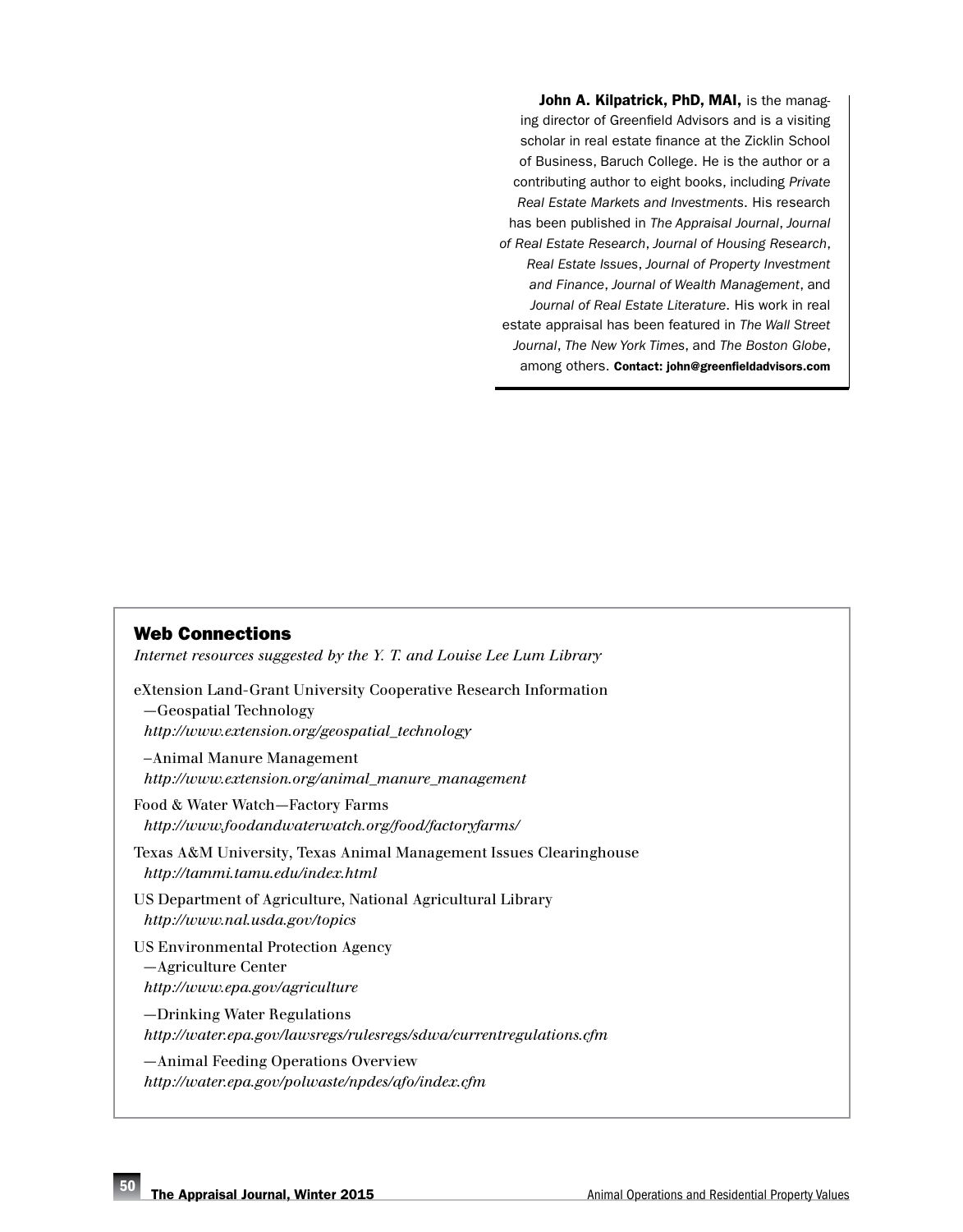**John A. Kilpatrick, PhD, MAI,** is the managing director of Greenfield Advisors and is a visiting scholar in real estate finance at the Zicklin School of Business, Baruch College. He is the author or a contributing author to eight books, including *Private Real Estate Markets and Investments*. His research has been published in *The Appraisal Journal*, *Journal of Real Estate Research*, *Journal of Housing Research*, *Real Estate Issues*, *Journal of Property Investment and Finance*, *Journal of Wealth Management*, and *Journal of Real Estate Literature*. His work in real estate appraisal has been featured in *The Wall Street Journal*, *The New York Times*, and *The Boston Globe*, among others. **Contact: john@greenfieldadvisors.com**

## Web Connections

*Internet resources suggested by the Y. T. and Louise Lee Lum Library*

eXtension Land-Grant University Cooperative Research Information
—Geospatial Technology
*http://www.extension.org/geospatial_technology*

–Animal Manure Management
*http://www.extension.org/animal_manure_management*

Food & Water Watch—Factory Farms
*http://www.foodandwaterwatch.org/food/factoryfarms/*

Texas A&M University, Texas Animal Management Issues Clearinghouse
*http://tammi.tamu.edu/index.html*

US Department of Agriculture, National Agricultural Library
*http://www.nal.usda.gov/topics*

US Environmental Protection Agency
—Agriculture Center
*http://www.epa.gov/agriculture*

—Drinking Water Regulations
*http://water.epa.gov/lawsregs/rulesregs/sdwa/currentregulations.cfm*

—Animal Feeding Operations Overview
*http://water.epa.gov/polwaste/npdes/afo/index.cfm*